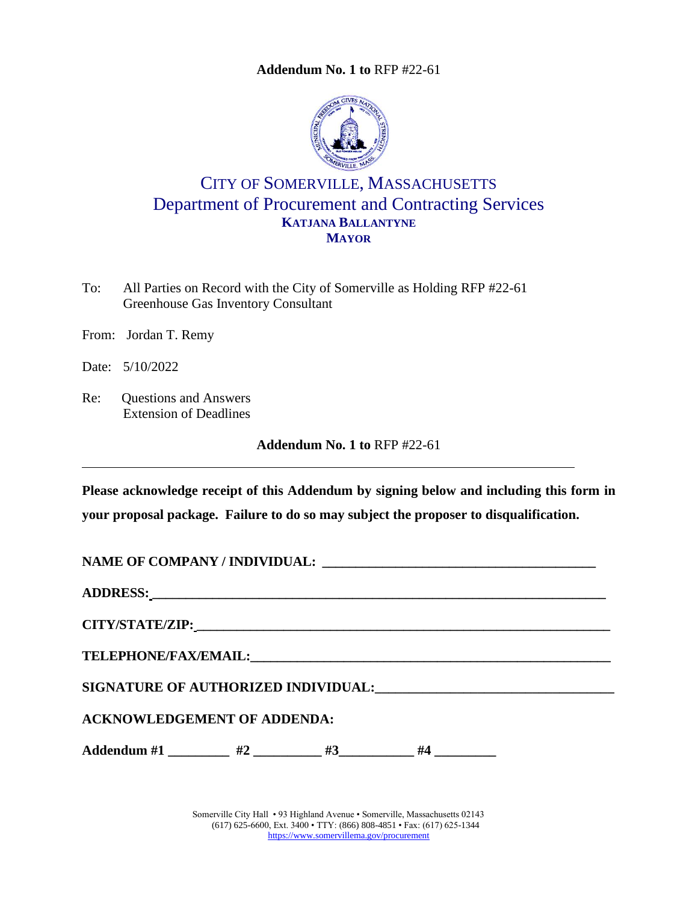**Addendum No. 1 to** RFP #22-61

# CITY OF SOMERVILLE, MASSACHUSETTS
## Department of Procurement and Contracting Services
**KATJANA BALLANTYNE**
**MAYOR**

To: All Parties on Record with the City of Somerville as Holding RFP #22-61 Greenhouse Gas Inventory Consultant

From: Jordan T. Remy

Date: 5/10/2022

Re: Questions and Answers
Extension of Deadlines

**Addendum No. 1 to** RFP #22-61

---

**Please acknowledge receipt of this Addendum by signing below and including this form in your proposal package. Failure to do so may subject the proposer to disqualification.**

**NAME OF COMPANY / INDIVIDUAL: ________________________________________**

**ADDRESS:____________________________________________________________________**

**CITY/STATE/ZIP:_______________________________________________________________**

**TELEPHONE/FAX/EMAIL:__________________________________________________________**

**SIGNATURE OF AUTHORIZED INDIVIDUAL:__________________________________**

**ACKNOWLEDGEMENT OF ADDENDA:**

**Addendum #1 _________ #2 __________ #3___________ #4 _________**

Somerville City Hall • 93 Highland Avenue • Somerville, Massachusetts 02143
(617) 625-6600, Ext. 3400 • TTY: (866) 808-4851 • Fax: (617) 625-1344
https://www.somervillema.gov/procurement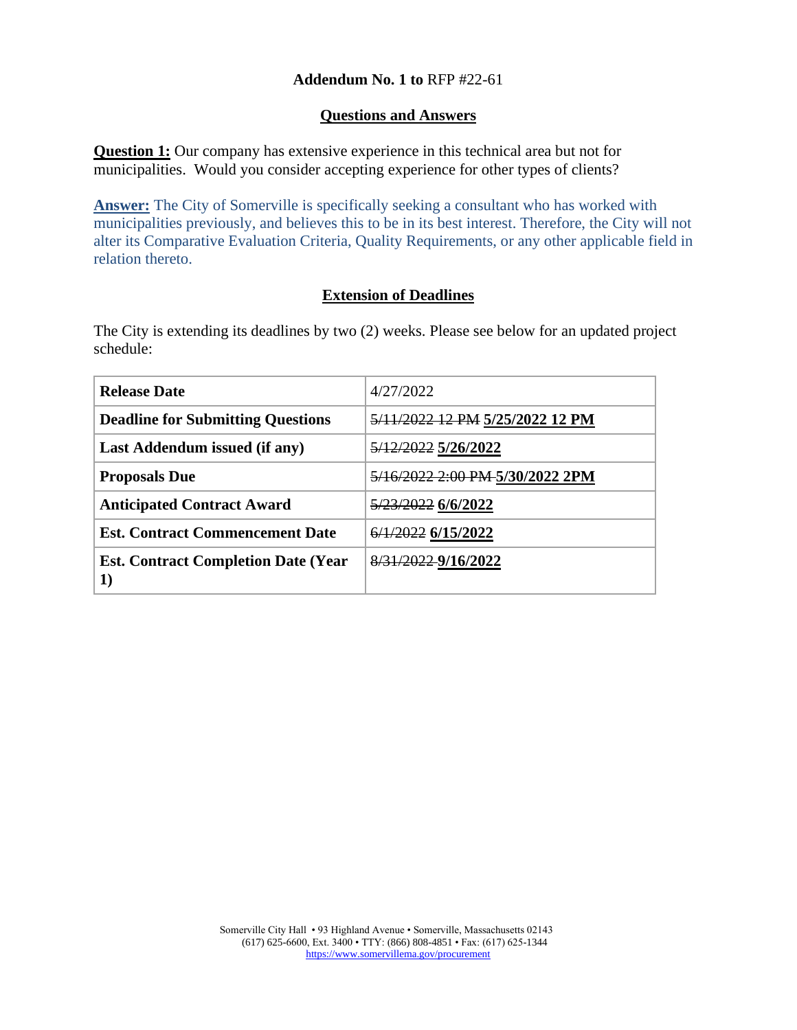**Addendum No. 1 to** RFP #22-61

## Questions and Answers

**Question 1:** Our company has extensive experience in this technical area but not for municipalities. Would you consider accepting experience for other types of clients?

**Answer:** The City of Somerville is specifically seeking a consultant who has worked with municipalities previously, and believes this to be in its best interest. Therefore, the City will not alter its Comparative Evaluation Criteria, Quality Requirements, or any other applicable field in relation thereto.

## Extension of Deadlines

The City is extending its deadlines by two (2) weeks. Please see below for an updated project schedule:

| | |
|---|---|
| **Release Date** | 4/27/2022 |
| **Deadline for Submitting Questions** | ~~5/11/2022 12 PM~~ **5/25/2022 12 PM** |
| **Last Addendum issued (if any)** | ~~5/12/2022~~ **5/26/2022** |
| **Proposals Due** | ~~5/16/2022 2:00 PM~~ **5/30/2022 2PM** |
| **Anticipated Contract Award** | ~~5/23/2022~~ **6/6/2022** |
| **Est. Contract Commencement Date** | ~~6/1/2022~~ **6/15/2022** |
| **Est. Contract Completion Date (Year 1)** | ~~8/31/2022~~ **9/16/2022** |